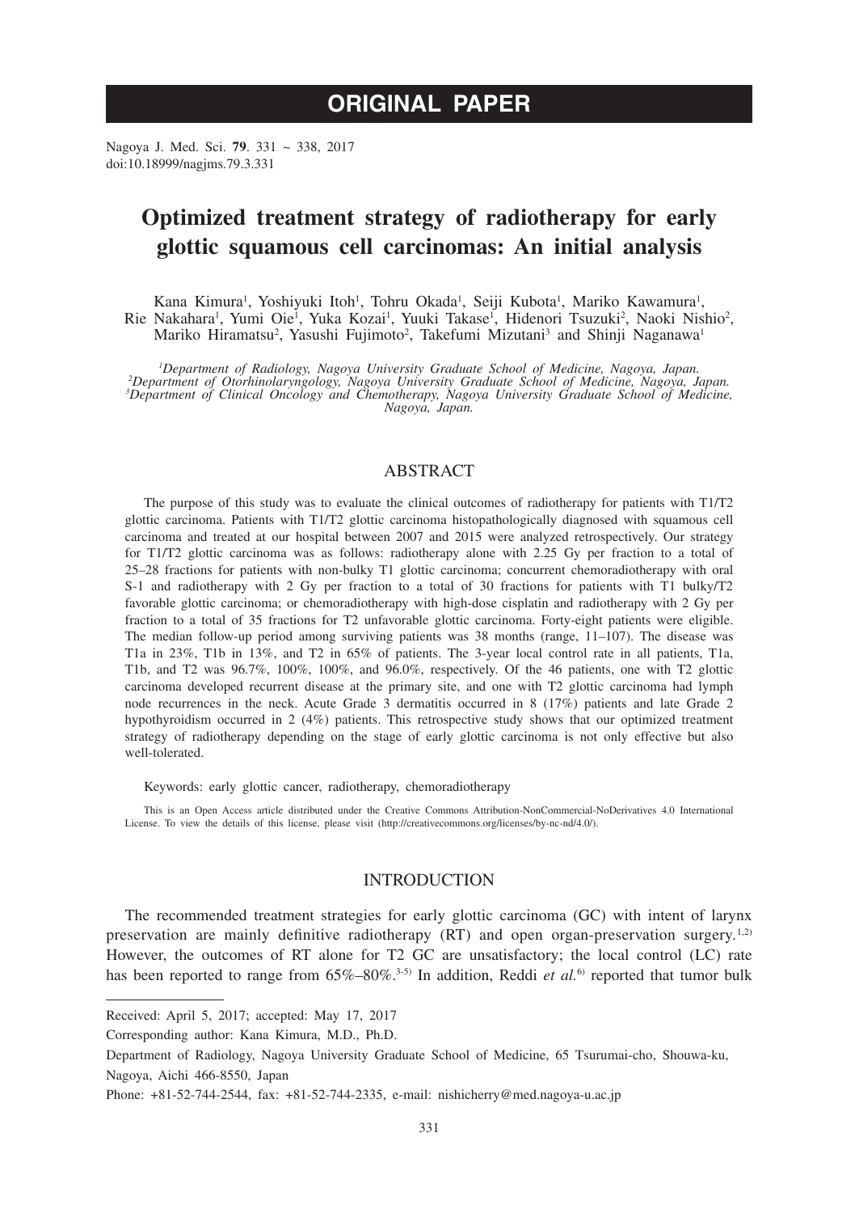**ORIGINAL PAPER**

Nagoya J. Med. Sci. **79**. 331 ~ 338, 2017
doi:10.18999/nagjms.79.3.331

# Optimized treatment strategy of radiotherapy for early glottic squamous cell carcinomas: An initial analysis

Kana Kimura[1], Yoshiyuki Itoh[1], Tohru Okada[1], Seiji Kubota[1], Mariko Kawamura[1], Rie Nakahara[1], Yumi Oie[1], Yuka Kozai[1], Yuuki Takase[1], Hidenori Tsuzuki[2], Naoki Nishio[2], Mariko Hiramatsu[2], Yasushi Fujimoto[2], Takefumi Mizutani[3] and Shinji Naganawa[1]

[1]*Department of Radiology, Nagoya University Graduate School of Medicine, Nagoya, Japan.*
[2]*Department of Otorhinolaryngology, Nagoya University Graduate School of Medicine, Nagoya, Japan.*
[3]*Department of Clinical Oncology and Chemotherapy, Nagoya University Graduate School of Medicine, Nagoya, Japan.*

## ABSTRACT

The purpose of this study was to evaluate the clinical outcomes of radiotherapy for patients with T1/T2 glottic carcinoma. Patients with T1/T2 glottic carcinoma histopathologically diagnosed with squamous cell carcinoma and treated at our hospital between 2007 and 2015 were analyzed retrospectively. Our strategy for T1/T2 glottic carcinoma was as follows: radiotherapy alone with 2.25 Gy per fraction to a total of 25–28 fractions for patients with non-bulky T1 glottic carcinoma; concurrent chemoradiotherapy with oral S-1 and radiotherapy with 2 Gy per fraction to a total of 30 fractions for patients with T1 bulky/T2 favorable glottic carcinoma; or chemoradiotherapy with high-dose cisplatin and radiotherapy with 2 Gy per fraction to a total of 35 fractions for T2 unfavorable glottic carcinoma. Forty-eight patients were eligible. The median follow-up period among surviving patients was 38 months (range, 11–107). The disease was T1a in 23%, T1b in 13%, and T2 in 65% of patients. The 3-year local control rate in all patients, T1a, T1b, and T2 was 96.7%, 100%, 100%, and 96.0%, respectively. Of the 46 patients, one with T2 glottic carcinoma developed recurrent disease at the primary site, and one with T2 glottic carcinoma had lymph node recurrences in the neck. Acute Grade 3 dermatitis occurred in 8 (17%) patients and late Grade 2 hypothyroidism occurred in 2 (4%) patients. This retrospective study shows that our optimized treatment strategy of radiotherapy depending on the stage of early glottic carcinoma is not only effective but also well-tolerated.

Keywords: early glottic cancer, radiotherapy, chemoradiotherapy

This is an Open Access article distributed under the Creative Commons Attribution-NonCommercial-NoDerivatives 4.0 International License. To view the details of this license, please visit (http://creativecommons.org/licenses/by-nc-nd/4.0/).

## INTRODUCTION

The recommended treatment strategies for early glottic carcinoma (GC) with intent of larynx preservation are mainly definitive radiotherapy (RT) and open organ-preservation surgery.[1,2] However, the outcomes of RT alone for T2 GC are unsatisfactory; the local control (LC) rate has been reported to range from 65%–80%.[3-5] In addition, Reddi *et al.*[6] reported that tumor bulk

---

Received: April 5, 2017; accepted: May 17, 2017

Corresponding author: Kana Kimura, M.D., Ph.D.

Department of Radiology, Nagoya University Graduate School of Medicine, 65 Tsurumai-cho, Shouwa-ku, Nagoya, Aichi 466-8550, Japan

Phone: +81-52-744-2544, fax: +81-52-744-2335, e-mail: nishicherry@med.nagoya-u.ac.jp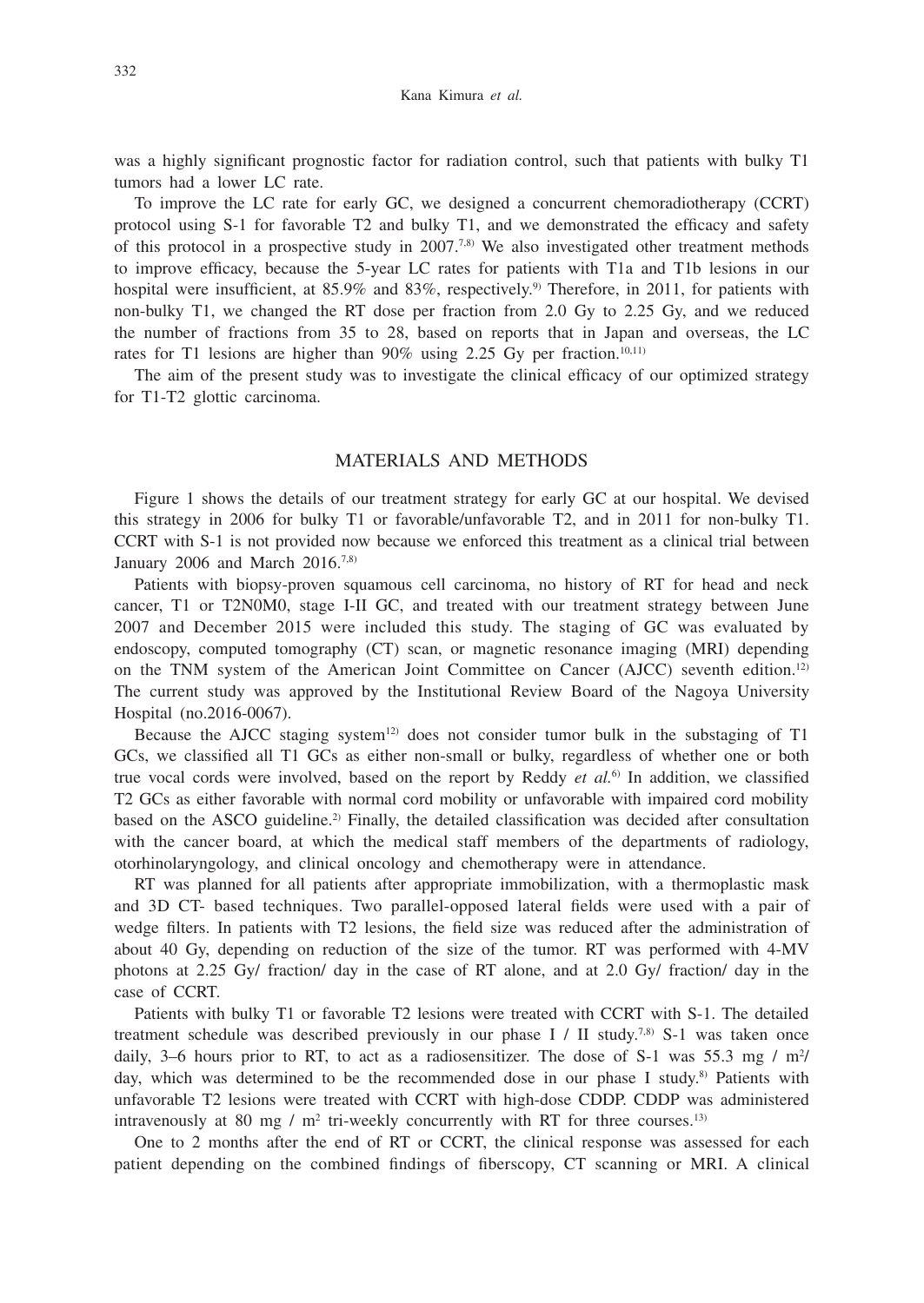was a highly significant prognostic factor for radiation control, such that patients with bulky T1 tumors had a lower LC rate.

To improve the LC rate for early GC, we designed a concurrent chemoradiotherapy (CCRT) protocol using S-1 for favorable T2 and bulky T1, and we demonstrated the efficacy and safety of this protocol in a prospective study in 2007.[7,8] We also investigated other treatment methods to improve efficacy, because the 5-year LC rates for patients with T1a and T1b lesions in our hospital were insufficient, at 85.9% and 83%, respectively.[9] Therefore, in 2011, for patients with non-bulky T1, we changed the RT dose per fraction from 2.0 Gy to 2.25 Gy, and we reduced the number of fractions from 35 to 28, based on reports that in Japan and overseas, the LC rates for T1 lesions are higher than 90% using 2.25 Gy per fraction.[10,11]

The aim of the present study was to investigate the clinical efficacy of our optimized strategy for T1-T2 glottic carcinoma.

## MATERIALS AND METHODS

Figure 1 shows the details of our treatment strategy for early GC at our hospital. We devised this strategy in 2006 for bulky T1 or favorable/unfavorable T2, and in 2011 for non-bulky T1. CCRT with S-1 is not provided now because we enforced this treatment as a clinical trial between January 2006 and March 2016.[7,8]

Patients with biopsy-proven squamous cell carcinoma, no history of RT for head and neck cancer, T1 or T2N0M0, stage I-II GC, and treated with our treatment strategy between June 2007 and December 2015 were included this study. The staging of GC was evaluated by endoscopy, computed tomography (CT) scan, or magnetic resonance imaging (MRI) depending on the TNM system of the American Joint Committee on Cancer (AJCC) seventh edition.[12] The current study was approved by the Institutional Review Board of the Nagoya University Hospital (no.2016-0067).

Because the AJCC staging system[12] does not consider tumor bulk in the substaging of T1 GCs, we classified all T1 GCs as either non-small or bulky, regardless of whether one or both true vocal cords were involved, based on the report by Reddy *et al.*[6] In addition, we classified T2 GCs as either favorable with normal cord mobility or unfavorable with impaired cord mobility based on the ASCO guideline.[2] Finally, the detailed classification was decided after consultation with the cancer board, at which the medical staff members of the departments of radiology, otorhinolaryngology, and clinical oncology and chemotherapy were in attendance.

RT was planned for all patients after appropriate immobilization, with a thermoplastic mask and 3D CT- based techniques. Two parallel-opposed lateral fields were used with a pair of wedge filters. In patients with T2 lesions, the field size was reduced after the administration of about 40 Gy, depending on reduction of the size of the tumor. RT was performed with 4-MV photons at 2.25 Gy/ fraction/ day in the case of RT alone, and at 2.0 Gy/ fraction/ day in the case of CCRT.

Patients with bulky T1 or favorable T2 lesions were treated with CCRT with S-1. The detailed treatment schedule was described previously in our phase I / II study.[7,8] S-1 was taken once daily, 3–6 hours prior to RT, to act as a radiosensitizer. The dose of S-1 was 55.3 mg / m$^2$/ day, which was determined to be the recommended dose in our phase I study.[8] Patients with unfavorable T2 lesions were treated with CCRT with high-dose CDDP. CDDP was administered intravenously at 80 mg / m$^2$ tri-weekly concurrently with RT for three courses.[13]

One to 2 months after the end of RT or CCRT, the clinical response was assessed for each patient depending on the combined findings of fiberscopy, CT scanning or MRI. A clinical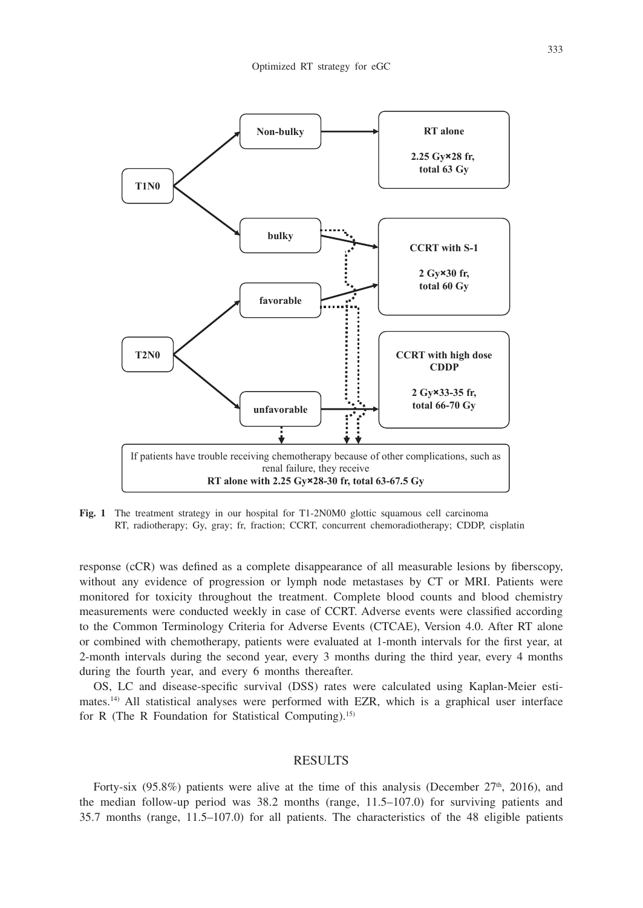Fig. 1 The treatment strategy in our hospital for T1-2N0M0 glottic squamous cell carcinoma
RT, radiotherapy; Gy, gray; fr, fraction; CCRT, concurrent chemoradiotherapy; CDDP, cisplatin

response (cCR) was defined as a complete disappearance of all measurable lesions by fiberscopy, without any evidence of progression or lymph node metastases by CT or MRI. Patients were monitored for toxicity throughout the treatment. Complete blood counts and blood chemistry measurements were conducted weekly in case of CCRT. Adverse events were classified according to the Common Terminology Criteria for Adverse Events (CTCAE), Version 4.0. After RT alone or combined with chemotherapy, patients were evaluated at 1-month intervals for the first year, at 2-month intervals during the second year, every 3 months during the third year, every 4 months during the fourth year, and every 6 months thereafter.

OS, LC and disease-specific survival (DSS) rates were calculated using Kaplan-Meier estimates.[14] All statistical analyses were performed with EZR, which is a graphical user interface for R (The R Foundation for Statistical Computing).[15]

## RESULTS

Forty-six (95.8%) patients were alive at the time of this analysis (December 27th, 2016), and the median follow-up period was 38.2 months (range, 11.5–107.0) for surviving patients and 35.7 months (range, 11.5–107.0) for all patients. The characteristics of the 48 eligible patients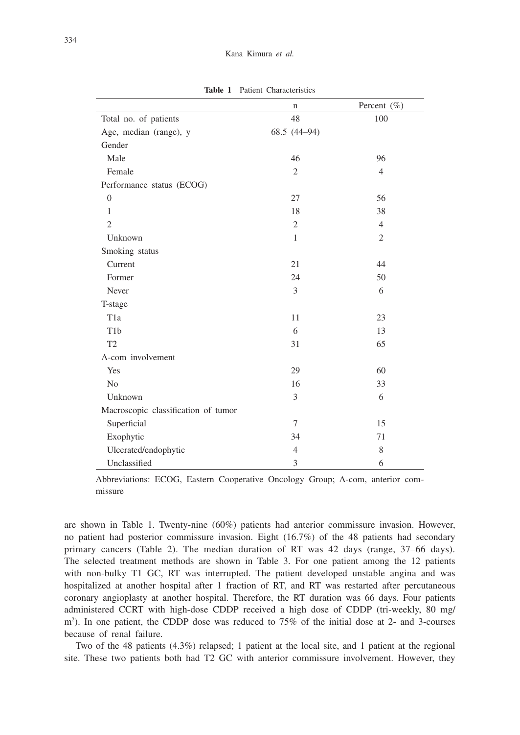**Table 1** Patient Characteristics

| | n | Percent (%) |
|---|---|---|
| Total no. of patients | 48 | 100 |
| Age, median (range), y | 68.5 (44–94) | |
| Gender | | |
| Male | 46 | 96 |
| Female | 2 | 4 |
| Performance status (ECOG) | | |
| 0 | 27 | 56 |
| 1 | 18 | 38 |
| 2 | 2 | 4 |
| Unknown | 1 | 2 |
| Smoking status | | |
| Current | 21 | 44 |
| Former | 24 | 50 |
| Never | 3 | 6 |
| T-stage | | |
| T1a | 11 | 23 |
| T1b | 6 | 13 |
| T2 | 31 | 65 |
| A-com involvement | | |
| Yes | 29 | 60 |
| No | 16 | 33 |
| Unknown | 3 | 6 |
| Macroscopic classification of tumor | | |
| Superficial | 7 | 15 |
| Exophytic | 34 | 71 |
| Ulcerated/endophytic | 4 | 8 |
| Unclassified | 3 | 6 |

Abbreviations: ECOG, Eastern Cooperative Oncology Group; A-com, anterior commissure

are shown in Table 1. Twenty-nine (60%) patients had anterior commissure invasion. However, no patient had posterior commissure invasion. Eight (16.7%) of the 48 patients had secondary primary cancers (Table 2). The median duration of RT was 42 days (range, 37–66 days). The selected treatment methods are shown in Table 3. For one patient among the 12 patients with non-bulky T1 GC, RT was interrupted. The patient developed unstable angina and was hospitalized at another hospital after 1 fraction of RT, and RT was restarted after percutaneous coronary angioplasty at another hospital. Therefore, the RT duration was 66 days. Four patients administered CCRT with high-dose CDDP received a high dose of CDDP (tri-weekly, 80 mg/$m^2$). In one patient, the CDDP dose was reduced to 75% of the initial dose at 2- and 3-courses because of renal failure.

Two of the 48 patients (4.3%) relapsed; 1 patient at the local site, and 1 patient at the regional site. These two patients both had T2 GC with anterior commissure involvement. However, they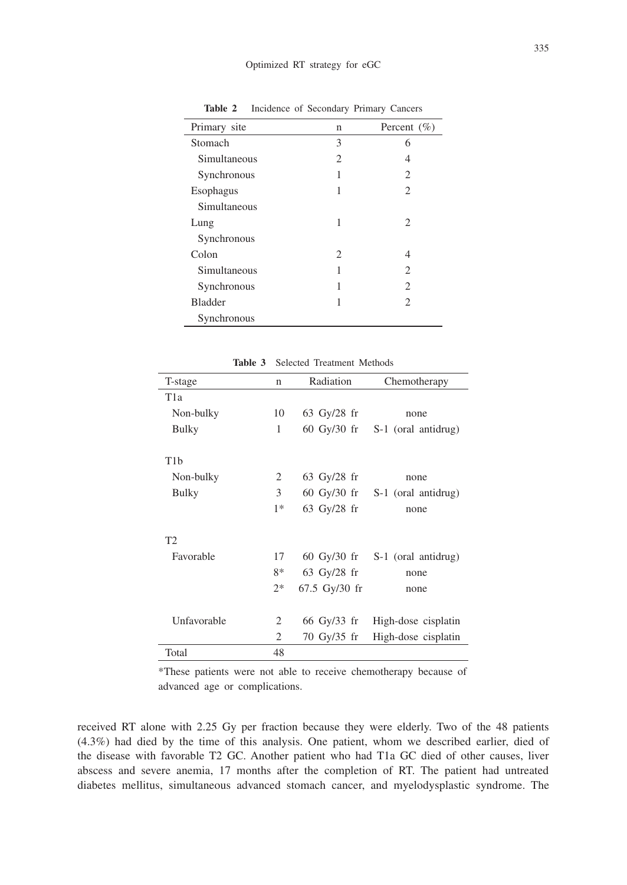**Table 2** Incidence of Secondary Primary Cancers

| Primary site | n | Percent (%) |
|---|---|---|
| Stomach | 3 | 6 |
| Simultaneous | 2 | 4 |
| Synchronous | 1 | 2 |
| Esophagus | 1 | 2 |
| Simultaneous | | |
| Lung | 1 | 2 |
| Synchronous | | |
| Colon | 2 | 4 |
| Simultaneous | 1 | 2 |
| Synchronous | 1 | 2 |
| Bladder | 1 | 2 |
| Synchronous | | |

**Table 3** Selected Treatment Methods

| T-stage | n | Radiation | Chemotherapy |
|---|---|---|---|
| T1a | | | |
| Non-bulky | 10 | 63 Gy/28 fr | none |
| Bulky | 1 | 60 Gy/30 fr | S-1 (oral antidrug) |
| T1b | | | |
| Non-bulky | 2 | 63 Gy/28 fr | none |
| Bulky | 3 | 60 Gy/30 fr | S-1 (oral antidrug) |
| | 1* | 63 Gy/28 fr | none |
| T2 | | | |
| Favorable | 17 | 60 Gy/30 fr | S-1 (oral antidrug) |
| | 8* | 63 Gy/28 fr | none |
| | 2* | 67.5 Gy/30 fr | none |
| Unfavorable | 2 | 66 Gy/33 fr | High-dose cisplatin |
| | 2 | 70 Gy/35 fr | High-dose cisplatin |
| Total | 48 | | |

*These patients were not able to receive chemotherapy because of advanced age or complications.

received RT alone with 2.25 Gy per fraction because they were elderly. Two of the 48 patients (4.3%) had died by the time of this analysis. One patient, whom we described earlier, died of the disease with favorable T2 GC. Another patient who had T1a GC died of other causes, liver abscess and severe anemia, 17 months after the completion of RT. The patient had untreated diabetes mellitus, simultaneous advanced stomach cancer, and myelodysplastic syndrome. The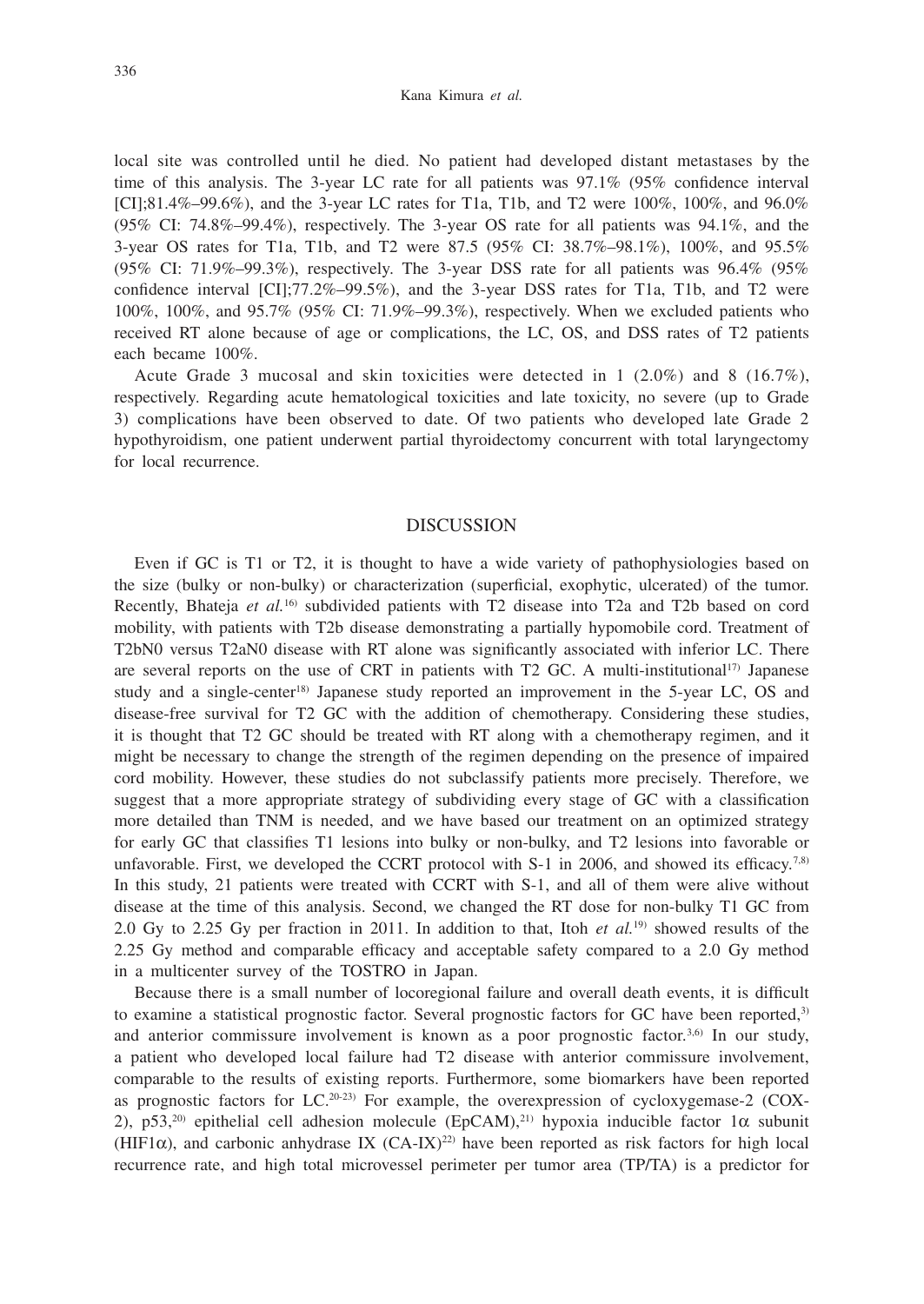local site was controlled until he died. No patient had developed distant metastases by the time of this analysis. The 3-year LC rate for all patients was 97.1% (95% confidence interval [CI];81.4%–99.6%), and the 3-year LC rates for T1a, T1b, and T2 were 100%, 100%, and 96.0% (95% CI: 74.8%–99.4%), respectively. The 3-year OS rate for all patients was 94.1%, and the 3-year OS rates for T1a, T1b, and T2 were 87.5 (95% CI: 38.7%–98.1%), 100%, and 95.5% (95% CI: 71.9%–99.3%), respectively. The 3-year DSS rate for all patients was 96.4% (95% confidence interval [CI];77.2%–99.5%), and the 3-year DSS rates for T1a, T1b, and T2 were 100%, 100%, and 95.7% (95% CI: 71.9%–99.3%), respectively. When we excluded patients who received RT alone because of age or complications, the LC, OS, and DSS rates of T2 patients each became 100%.

Acute Grade 3 mucosal and skin toxicities were detected in 1 (2.0%) and 8 (16.7%), respectively. Regarding acute hematological toxicities and late toxicity, no severe (up to Grade 3) complications have been observed to date. Of two patients who developed late Grade 2 hypothyroidism, one patient underwent partial thyroidectomy concurrent with total laryngectomy for local recurrence.

## DISCUSSION

Even if GC is T1 or T2, it is thought to have a wide variety of pathophysiologies based on the size (bulky or non-bulky) or characterization (superficial, exophytic, ulcerated) of the tumor. Recently, Bhateja *et al.*[16] subdivided patients with T2 disease into T2a and T2b based on cord mobility, with patients with T2b disease demonstrating a partially hypomobile cord. Treatment of T2bN0 versus T2aN0 disease with RT alone was significantly associated with inferior LC. There are several reports on the use of CRT in patients with T2 GC. A multi-institutional[17] Japanese study and a single-center[18] Japanese study reported an improvement in the 5-year LC, OS and disease-free survival for T2 GC with the addition of chemotherapy. Considering these studies, it is thought that T2 GC should be treated with RT along with a chemotherapy regimen, and it might be necessary to change the strength of the regimen depending on the presence of impaired cord mobility. However, these studies do not subclassify patients more precisely. Therefore, we suggest that a more appropriate strategy of subdividing every stage of GC with a classification more detailed than TNM is needed, and we have based our treatment on an optimized strategy for early GC that classifies T1 lesions into bulky or non-bulky, and T2 lesions into favorable or unfavorable. First, we developed the CCRT protocol with S-1 in 2006, and showed its efficacy.[7,8] In this study, 21 patients were treated with CCRT with S-1, and all of them were alive without disease at the time of this analysis. Second, we changed the RT dose for non-bulky T1 GC from 2.0 Gy to 2.25 Gy per fraction in 2011. In addition to that, Itoh *et al.*[19] showed results of the 2.25 Gy method and comparable efficacy and acceptable safety compared to a 2.0 Gy method in a multicenter survey of the TOSTRO in Japan.

Because there is a small number of locoregional failure and overall death events, it is difficult to examine a statistical prognostic factor. Several prognostic factors for GC have been reported,[3] and anterior commissure involvement is known as a poor prognostic factor.[3,6] In our study, a patient who developed local failure had T2 disease with anterior commissure involvement, comparable to the results of existing reports. Furthermore, some biomarkers have been reported as prognostic factors for LC.[20-23] For example, the overexpression of cycloxygemase-2 (COX-2), p53,[20] epithelial cell adhesion molecule (EpCAM),[21] hypoxia inducible factor 1$\alpha$ subunit (HIF1$\alpha$), and carbonic anhydrase IX (CA-IX)[22] have been reported as risk factors for high local recurrence rate, and high total microvessel perimeter per tumor area (TP/TA) is a predictor for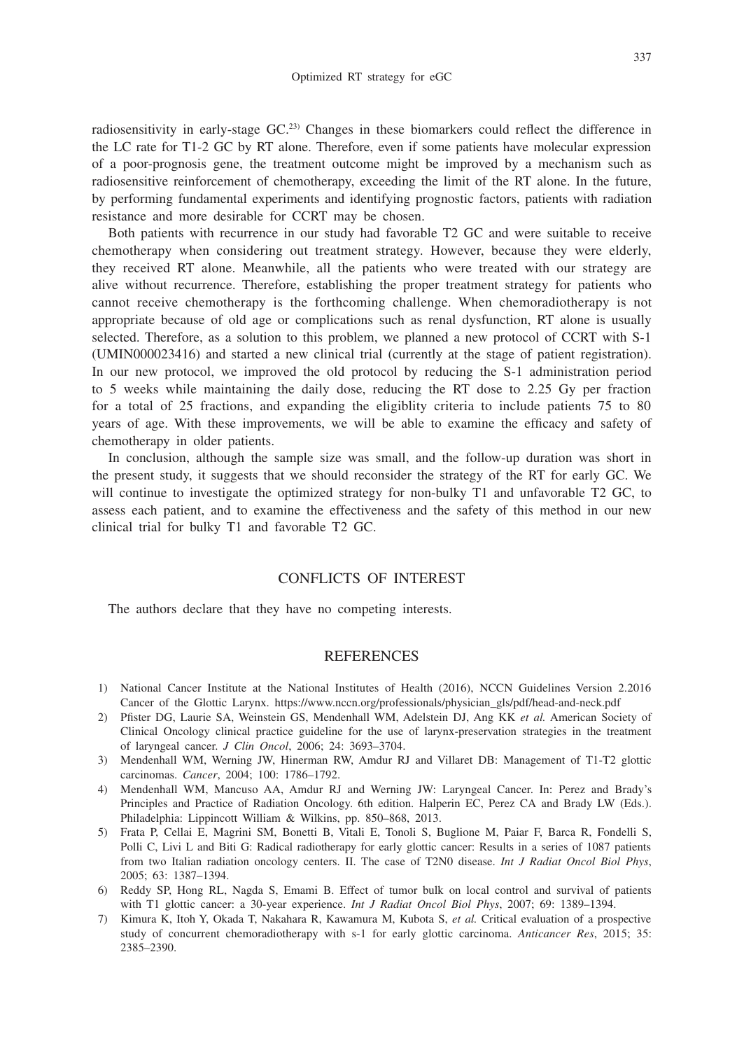radiosensitivity in early-stage GC.[23] Changes in these biomarkers could reflect the difference in the LC rate for T1-2 GC by RT alone. Therefore, even if some patients have molecular expression of a poor-prognosis gene, the treatment outcome might be improved by a mechanism such as radiosensitive reinforcement of chemotherapy, exceeding the limit of the RT alone. In the future, by performing fundamental experiments and identifying prognostic factors, patients with radiation resistance and more desirable for CCRT may be chosen.

Both patients with recurrence in our study had favorable T2 GC and were suitable to receive chemotherapy when considering out treatment strategy. However, because they were elderly, they received RT alone. Meanwhile, all the patients who were treated with our strategy are alive without recurrence. Therefore, establishing the proper treatment strategy for patients who cannot receive chemotherapy is the forthcoming challenge. When chemoradiotherapy is not appropriate because of old age or complications such as renal dysfunction, RT alone is usually selected. Therefore, as a solution to this problem, we planned a new protocol of CCRT with S-1 (UMIN000023416) and started a new clinical trial (currently at the stage of patient registration). In our new protocol, we improved the old protocol by reducing the S-1 administration period to 5 weeks while maintaining the daily dose, reducing the RT dose to 2.25 Gy per fraction for a total of 25 fractions, and expanding the eligiblity criteria to include patients 75 to 80 years of age. With these improvements, we will be able to examine the efficacy and safety of chemotherapy in older patients.

In conclusion, although the sample size was small, and the follow-up duration was short in the present study, it suggests that we should reconsider the strategy of the RT for early GC. We will continue to investigate the optimized strategy for non-bulky T1 and unfavorable T2 GC, to assess each patient, and to examine the effectiveness and the safety of this method in our new clinical trial for bulky T1 and favorable T2 GC.

## CONFLICTS OF INTEREST

The authors declare that they have no competing interests.

## REFERENCES

1) National Cancer Institute at the National Institutes of Health (2016), NCCN Guidelines Version 2.2016 Cancer of the Glottic Larynx. https://www.nccn.org/professionals/physician_gls/pdf/head-and-neck.pdf
2) Pfister DG, Laurie SA, Weinstein GS, Mendenhall WM, Adelstein DJ, Ang KK *et al.* American Society of Clinical Oncology clinical practice guideline for the use of larynx-preservation strategies in the treatment of laryngeal cancer. *J Clin Oncol*, 2006; 24: 3693–3704.
3) Mendenhall WM, Werning JW, Hinerman RW, Amdur RJ and Villaret DB: Management of T1-T2 glottic carcinomas. *Cancer*, 2004; 100: 1786–1792.
4) Mendenhall WM, Mancuso AA, Amdur RJ and Werning JW: Laryngeal Cancer. In: Perez and Brady's Principles and Practice of Radiation Oncology. 6th edition. Halperin EC, Perez CA and Brady LW (Eds.). Philadelphia: Lippincott William & Wilkins, pp. 850–868, 2013.
5) Frata P, Cellai E, Magrini SM, Bonetti B, Vitali E, Tonoli S, Buglione M, Paiar F, Barca R, Fondelli S, Polli C, Livi L and Biti G: Radical radiotherapy for early glottic cancer: Results in a series of 1087 patients from two Italian radiation oncology centers. II. The case of T2N0 disease. *Int J Radiat Oncol Biol Phys*, 2005; 63: 1387–1394.
6) Reddy SP, Hong RL, Nagda S, Emami B. Effect of tumor bulk on local control and survival of patients with T1 glottic cancer: a 30-year experience. *Int J Radiat Oncol Biol Phys*, 2007; 69: 1389–1394.
7) Kimura K, Itoh Y, Okada T, Nakahara R, Kawamura M, Kubota S, *et al.* Critical evaluation of a prospective study of concurrent chemoradiotherapy with s-1 for early glottic carcinoma. *Anticancer Res*, 2015; 35: 2385–2390.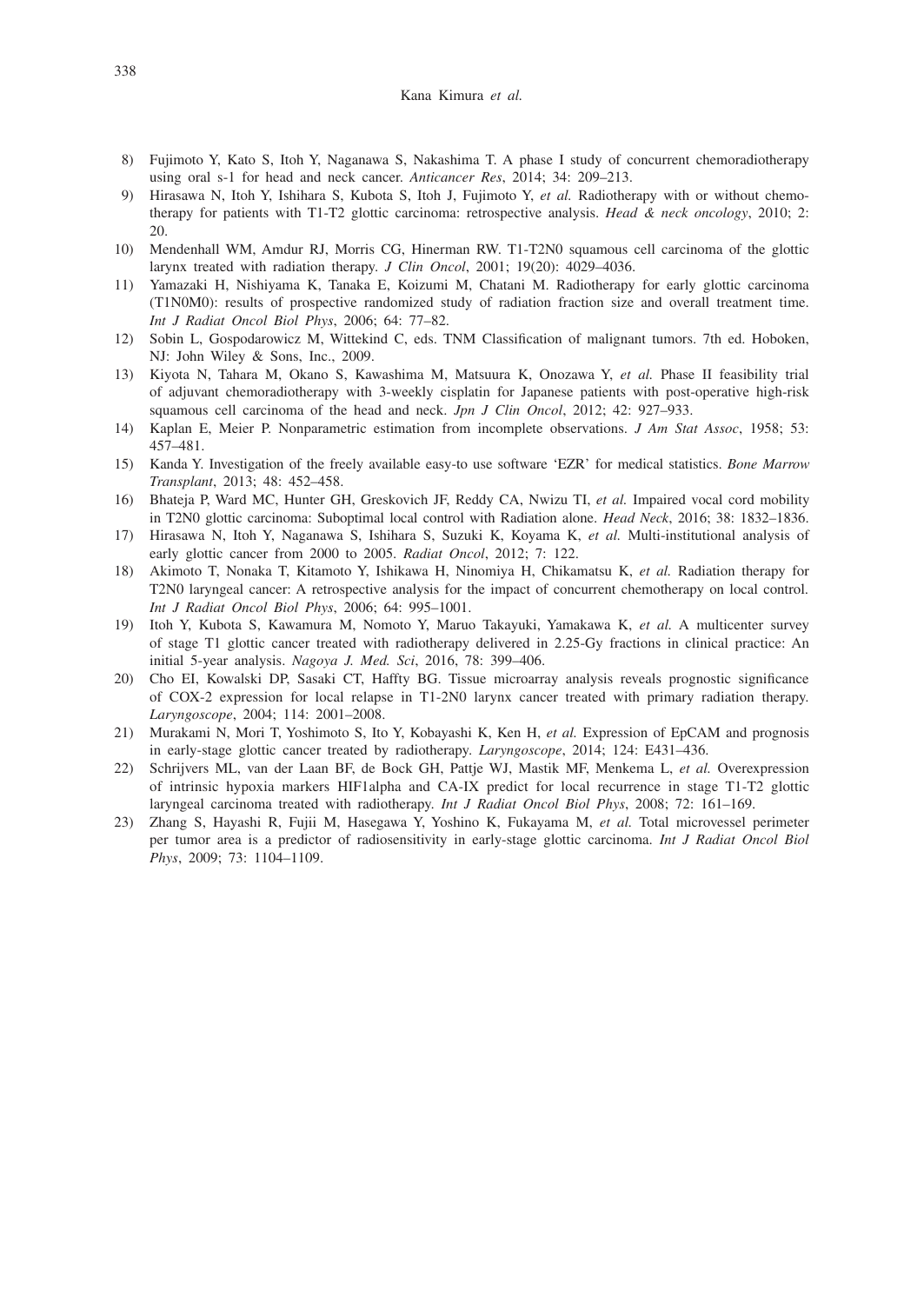8) Fujimoto Y, Kato S, Itoh Y, Naganawa S, Nakashima T. A phase I study of concurrent chemoradiotherapy using oral s-1 for head and neck cancer. *Anticancer Res*, 2014; 34: 209–213.
9) Hirasawa N, Itoh Y, Ishihara S, Kubota S, Itoh J, Fujimoto Y, *et al.* Radiotherapy with or without chemotherapy for patients with T1-T2 glottic carcinoma: retrospective analysis. *Head & neck oncology*, 2010; 2: 20.
10) Mendenhall WM, Amdur RJ, Morris CG, Hinerman RW. T1-T2N0 squamous cell carcinoma of the glottic larynx treated with radiation therapy. *J Clin Oncol*, 2001; 19(20): 4029–4036.
11) Yamazaki H, Nishiyama K, Tanaka E, Koizumi M, Chatani M. Radiotherapy for early glottic carcinoma (T1N0M0): results of prospective randomized study of radiation fraction size and overall treatment time. *Int J Radiat Oncol Biol Phys*, 2006; 64: 77–82.
12) Sobin L, Gospodarowicz M, Wittekind C, eds. TNM Classification of malignant tumors. 7th ed. Hoboken, NJ: John Wiley & Sons, Inc., 2009.
13) Kiyota N, Tahara M, Okano S, Kawashima M, Matsuura K, Onozawa Y, *et al.* Phase II feasibility trial of adjuvant chemoradiotherapy with 3-weekly cisplatin for Japanese patients with post-operative high-risk squamous cell carcinoma of the head and neck. *Jpn J Clin Oncol*, 2012; 42: 927–933.
14) Kaplan E, Meier P. Nonparametric estimation from incomplete observations. *J Am Stat Assoc*, 1958; 53: 457–481.
15) Kanda Y. Investigation of the freely available easy-to use software 'EZR' for medical statistics. *Bone Marrow Transplant*, 2013; 48: 452–458.
16) Bhateja P, Ward MC, Hunter GH, Greskovich JF, Reddy CA, Nwizu TI, *et al.* Impaired vocal cord mobility in T2N0 glottic carcinoma: Suboptimal local control with Radiation alone. *Head Neck*, 2016; 38: 1832–1836.
17) Hirasawa N, Itoh Y, Naganawa S, Ishihara S, Suzuki K, Koyama K, *et al.* Multi-institutional analysis of early glottic cancer from 2000 to 2005. *Radiat Oncol*, 2012; 7: 122.
18) Akimoto T, Nonaka T, Kitamoto Y, Ishikawa H, Ninomiya H, Chikamatsu K, *et al.* Radiation therapy for T2N0 laryngeal cancer: A retrospective analysis for the impact of concurrent chemotherapy on local control. *Int J Radiat Oncol Biol Phys*, 2006; 64: 995–1001.
19) Itoh Y, Kubota S, Kawamura M, Nomoto Y, Maruo Takayuki, Yamakawa K, *et al.* A multicenter survey of stage T1 glottic cancer treated with radiotherapy delivered in 2.25-Gy fractions in clinical practice: An initial 5-year analysis. *Nagoya J. Med. Sci*, 2016, 78: 399–406.
20) Cho EI, Kowalski DP, Sasaki CT, Haffty BG. Tissue microarray analysis reveals prognostic significance of COX-2 expression for local relapse in T1-2N0 larynx cancer treated with primary radiation therapy. *Laryngoscope*, 2004; 114: 2001–2008.
21) Murakami N, Mori T, Yoshimoto S, Ito Y, Kobayashi K, Ken H, *et al.* Expression of EpCAM and prognosis in early-stage glottic cancer treated by radiotherapy. *Laryngoscope*, 2014; 124: E431–436.
22) Schrijvers ML, van der Laan BF, de Bock GH, Pattje WJ, Mastik MF, Menkema L, *et al.* Overexpression of intrinsic hypoxia markers HIF1alpha and CA-IX predict for local recurrence in stage T1-T2 glottic laryngeal carcinoma treated with radiotherapy. *Int J Radiat Oncol Biol Phys*, 2008; 72: 161–169.
23) Zhang S, Hayashi R, Fujii M, Hasegawa Y, Yoshino K, Fukayama M, *et al.* Total microvessel perimeter per tumor area is a predictor of radiosensitivity in early-stage glottic carcinoma. *Int J Radiat Oncol Biol Phys*, 2009; 73: 1104–1109.